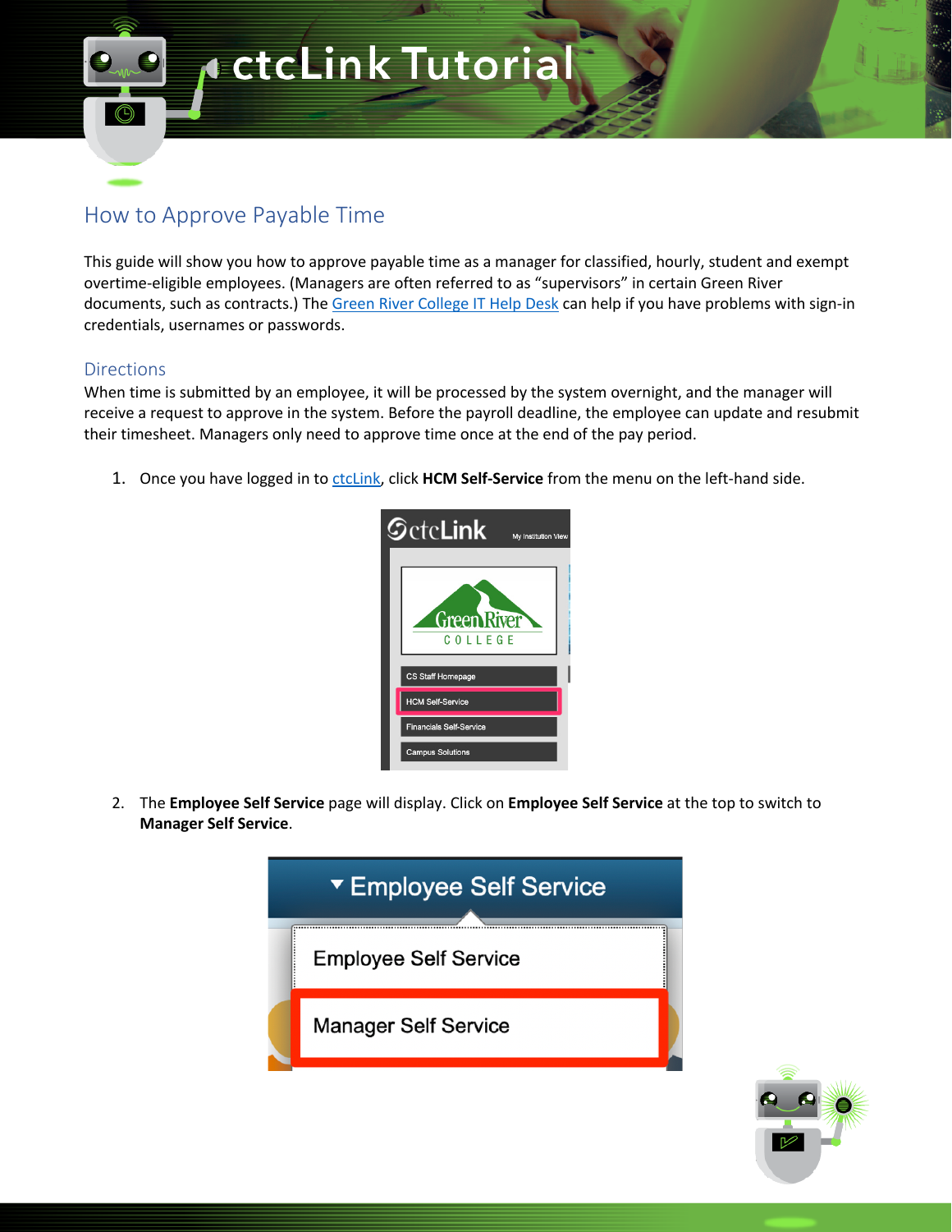# ctcLink Tutorial

## How to Approve Payable Time

This guide will show you how to approve payable time as a manager for classified, hourly, student and exempt overtime-eligible employees. (Managers are often referred to as "supervisors" in certain Green River documents, such as contracts.) The Green River College IT Help Desk can help if you have problems with sign-in credentials, usernames or passwords.

### Directions

When time is submitted by an employee, it will be processed by the system overnight, and the manager will receive a request to approve in the system. Before the payroll deadline, the employee can update and resubmit their timesheet. Managers only need to approve time once at the end of the pay period.

1. Once you have logged in to ctcLink, click **HCM Self-Service** from the menu on the left-hand side.

2. The **Employee Self Service** page will display. Click on **Employee Self Service** at the top to switch to **Manager Self Service**.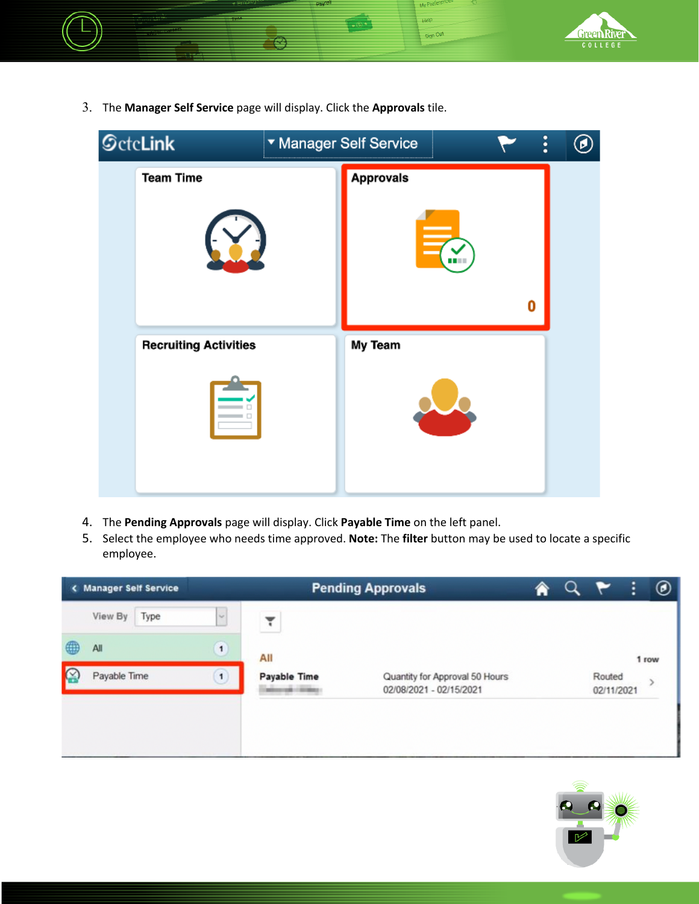3. The **Manager Self Service** page will display. Click the **Approvals** tile.

4. The **Pending Approvals** page will display. Click **Payable Time** on the left panel.
5. Select the employee who needs time approved. **Note:** The **filter** button may be used to locate a specific employee.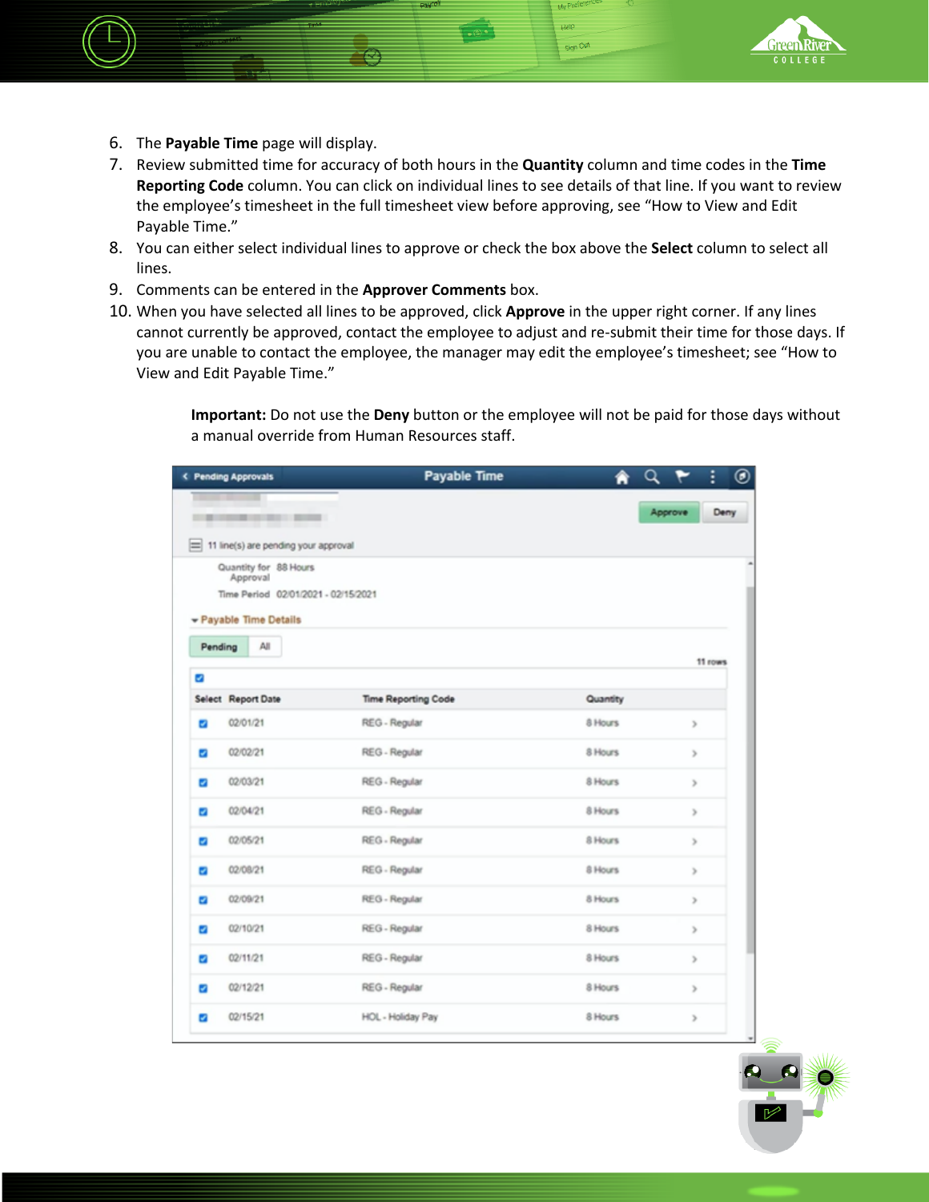6. The **Payable Time** page will display.
7. Review submitted time for accuracy of both hours in the **Quantity** column and time codes in the **Time Reporting Code** column. You can click on individual lines to see details of that line. If you want to review the employee's timesheet in the full timesheet view before approving, see "How to View and Edit Payable Time."
8. You can either select individual lines to approve or check the box above the **Select** column to select all lines.
9. Comments can be entered in the **Approver Comments** box.
10. When you have selected all lines to be approved, click **Approve** in the upper right corner. If any lines cannot currently be approved, contact the employee to adjust and re-submit their time for those days. If you are unable to contact the employee, the manager may edit the employee's timesheet; see "How to View and Edit Payable Time."

> **Important:** Do not use the **Deny** button or the employee will not be paid for those days without a manual override from Human Resources staff.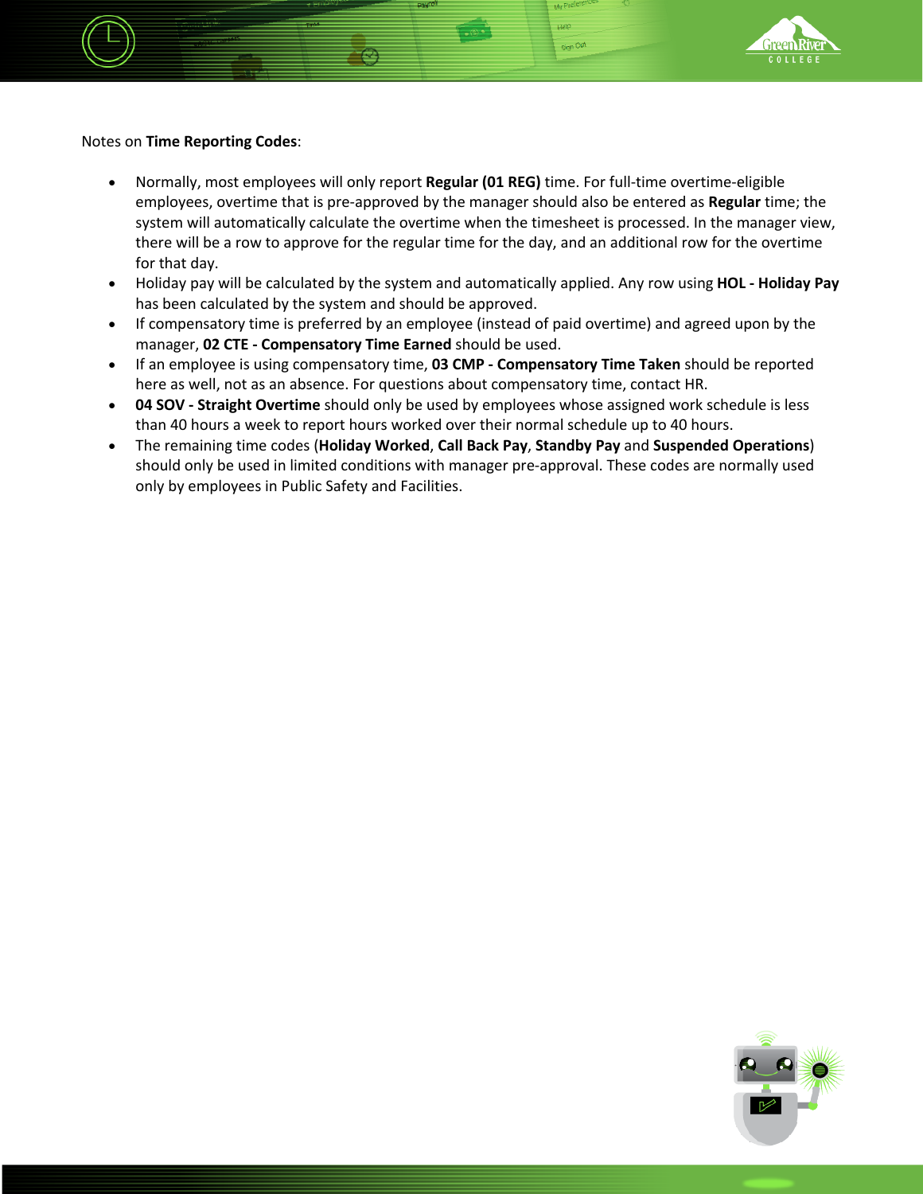Notes on **Time Reporting Codes**:

- Normally, most employees will only report **Regular (01 REG)** time. For full-time overtime-eligible employees, overtime that is pre-approved by the manager should also be entered as **Regular** time; the system will automatically calculate the overtime when the timesheet is processed. In the manager view, there will be a row to approve for the regular time for the day, and an additional row for the overtime for that day.
- Holiday pay will be calculated by the system and automatically applied. Any row using **HOL - Holiday Pay** has been calculated by the system and should be approved.
- If compensatory time is preferred by an employee (instead of paid overtime) and agreed upon by the manager, **02 CTE - Compensatory Time Earned** should be used.
- If an employee is using compensatory time, **03 CMP - Compensatory Time Taken** should be reported here as well, not as an absence. For questions about compensatory time, contact HR.
- **04 SOV - Straight Overtime** should only be used by employees whose assigned work schedule is less than 40 hours a week to report hours worked over their normal schedule up to 40 hours.
- The remaining time codes (**Holiday Worked**, **Call Back Pay**, **Standby Pay** and **Suspended Operations**) should only be used in limited conditions with manager pre-approval. These codes are normally used only by employees in Public Safety and Facilities.